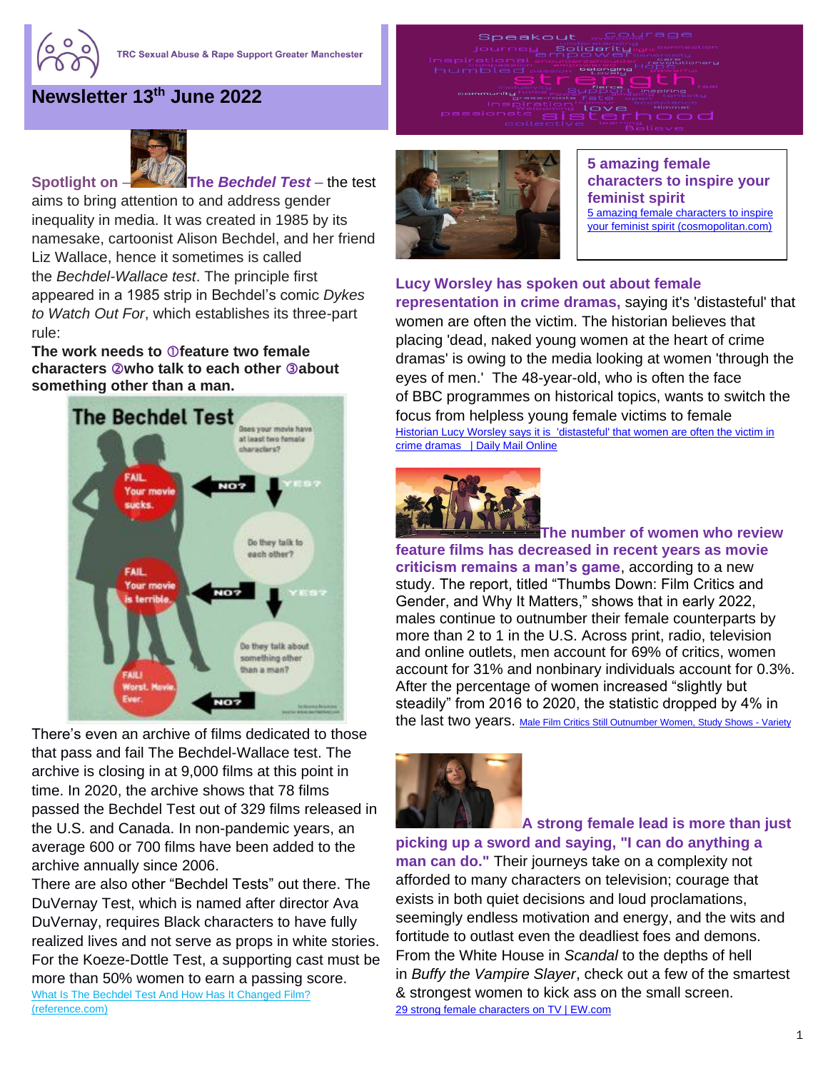TRC Sexual Abuse & Rape Support Greater Manchester

# Newsletter 13th June 2022

**Spotlight on** – **The *Bechdel Test*** – the test aims to bring attention to and address gender inequality in media. It was created in 1985 by its namesake, cartoonist Alison Bechdel, and her friend Liz Wallace, hence it sometimes is called the *Bechdel-Wallace test*. The principle first appeared in a 1985 strip in Bechdel's comic *Dykes to Watch Out For*, which establishes its three-part rule:

**The work needs to ①feature two female characters ②who talk to each other ③about something other than a man.**

There's even an archive of films dedicated to those that pass and fail The Bechdel-Wallace test. The archive is closing in at 9,000 films at this point in time. In 2020, the archive shows that 78 films passed the Bechdel Test out of 329 films released in the U.S. and Canada. In non-pandemic years, an average 600 or 700 films have been added to the archive annually since 2006.

There are also other "Bechdel Tests" out there. The DuVernay Test, which is named after director Ava DuVernay, requires Black characters to have fully realized lives and not serve as props in white stories. For the Koeze-Dottle Test, a supporting cast must be more than 50% women to earn a passing score.

[What Is The Bechdel Test And How Has It Changed Film? (reference.com)]

**5 amazing female characters to inspire your feminist spirit**

[5 amazing female characters to inspire your feminist spirit (cosmopolitan.com)]

**Lucy Worsley has spoken out about female representation in crime dramas,** saying it's 'distasteful' that women are often the victim. The historian believes that placing 'dead, naked young women at the heart of crime dramas' is owing to the media looking at women 'through the eyes of men.' The 48-year-old, who is often the face of BBC programmes on historical topics, wants to switch the focus from helpless young female victims to female

[Historian Lucy Worsley says it is 'distasteful' that women are often the victim in crime dramas | Daily Mail Online]

**The number of women who review feature films has decreased in recent years as movie criticism remains a man's game**, according to a new study. The report, titled "Thumbs Down: Film Critics and Gender, and Why It Matters," shows that in early 2022, males continue to outnumber their female counterparts by more than 2 to 1 in the U.S. Across print, radio, television and online outlets, men account for 69% of critics, women account for 31% and nonbinary individuals account for 0.3%. After the percentage of women increased "slightly but steadily" from 2016 to 2020, the statistic dropped by 4% in the last two years. [Male Film Critics Still Outnumber Women, Study Shows - Variety]

**A strong female lead is more than just picking up a sword and saying, "I can do anything a man can do."** Their journeys take on a complexity not afforded to many characters on television; courage that exists in both quiet decisions and loud proclamations, seemingly endless motivation and energy, and the wits and fortitude to outlast even the deadliest foes and demons. From the White House in *Scandal* to the depths of hell in *Buffy the Vampire Slayer*, check out a few of the smartest & strongest women to kick ass on the small screen.

[29 strong female characters on TV | EW.com]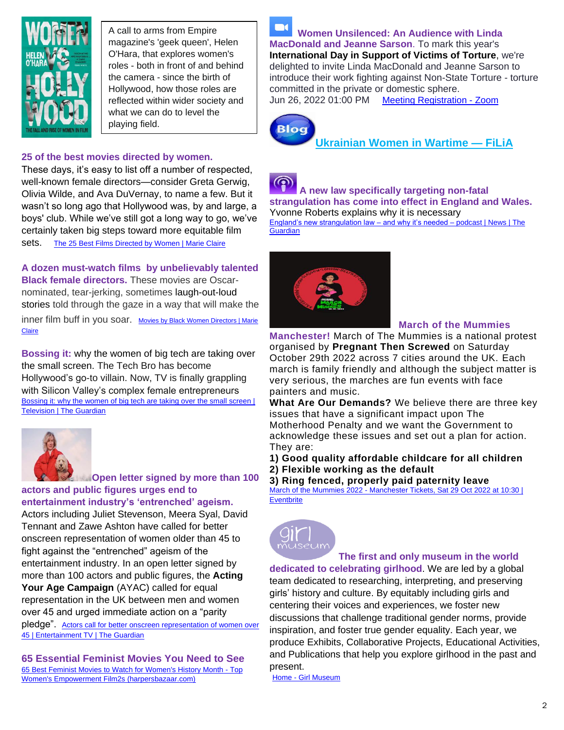A call to arms from Empire magazine's 'geek queen', Helen O'Hara, that explores women's roles - both in front of and behind the camera - since the birth of Hollywood, how those roles are reflected within wider society and what we can do to level the playing field.

**25 of the best movies directed by women.**

These days, it's easy to list off a number of respected, well-known female directors—consider Greta Gerwig, Olivia Wilde, and Ava DuVernay, to name a few. But it wasn't so long ago that Hollywood was, by and large, a boys' club. While we've still got a long way to go, we've certainly taken big steps toward more equitable film sets. The 25 Best Films Directed by Women | Marie Claire

**A dozen must-watch films by unbelievably talented Black female directors.** These movies are Oscar-nominated, tear-jerking, sometimes laugh-out-loud stories told through the gaze in a way that will make the inner film buff in you soar. Movies by Black Women Directors | Marie Claire

**Bossing it:** why the women of big tech are taking over the small screen. The Tech Bro has become Hollywood's go-to villain. Now, TV is finally grappling with Silicon Valley's complex female entrepreneurs Bossing it: why the women of big tech are taking over the small screen | Television | The Guardian

**Open letter signed by more than 100 actors and public figures urges end to entertainment industry's 'entrenched' ageism.**

Actors including Juliet Stevenson, Meera Syal, David Tennant and Zawe Ashton have called for better onscreen representation of women older than 45 to fight against the "entrenched" ageism of the entertainment industry. In an open letter signed by more than 100 actors and public figures, the **Acting Your Age Campaign** (AYAC) called for equal representation in the UK between men and women over 45 and urged immediate action on a "parity pledge". Actors call for better onscreen representation of women over 45 | Entertainment TV | The Guardian

**65 Essential Feminist Movies You Need to See**

65 Best Feminist Movies to Watch for Women's History Month - Top Women's Empowerment Film2s (harpersbazaar.com)

**Women Unsilenced: An Audience with Linda MacDonald and Jeanne Sarson**. To mark this year's **International Day in Support of Victims of Torture**, we're delighted to invite Linda MacDonald and Jeanne Sarson to introduce their work fighting against Non-State Torture - torture committed in the private or domestic sphere.

Jun 26, 2022 01:00 PM Meeting Registration - Zoom

Ukrainian Women in Wartime — FiLiA

**A new law specifically targeting non-fatal strangulation has come into effect in England and Wales.**

Yvonne Roberts explains why it is necessary

England's new strangulation law – and why it's needed – podcast | News | The Guardian

**March of the Mummies Manchester!** March of The Mummies is a national protest organised by **Pregnant Then Screwed** on Saturday October 29th 2022 across 7 cities around the UK. Each march is family friendly and although the subject matter is very serious, the marches are fun events with face painters and music.

**What Are Our Demands?** We believe there are three key issues that have a significant impact upon The Motherhood Penalty and we want the Government to acknowledge these issues and set out a plan for action. They are:

**1) Good quality affordable childcare for all children**
**2) Flexible working as the default**
**3) Ring fenced, properly paid paternity leave**

March of the Mummies 2022 - Manchester Tickets, Sat 29 Oct 2022 at 10:30 | Eventbrite

**The first and only museum in the world dedicated to celebrating girlhood**. We are led by a global team dedicated to researching, interpreting, and preserving girls' history and culture. By equitably including girls and centering their voices and experiences, we foster new discussions that challenge traditional gender norms, provide inspiration, and foster true gender equality. Each year, we produce Exhibits, Collaborative Projects, Educational Activities, and Publications that help you explore girlhood in the past and present.

Home - Girl Museum